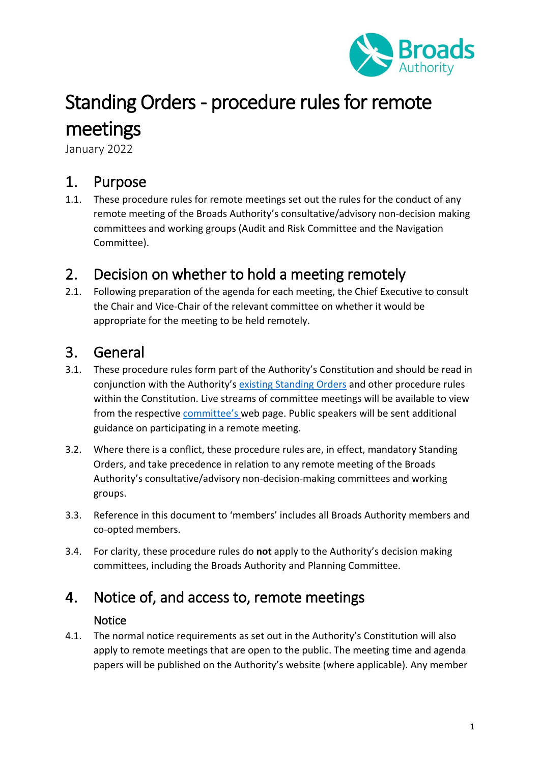# Standing Orders - procedure rules for remote meetings

January 2022

## 1. Purpose

1.1. These procedure rules for remote meetings set out the rules for the conduct of any remote meeting of the Broads Authority's consultative/advisory non-decision making committees and working groups (Audit and Risk Committee and the Navigation Committee).

## 2. Decision on whether to hold a meeting remotely

2.1. Following preparation of the agenda for each meeting, the Chief Executive to consult the Chair and Vice-Chair of the relevant committee on whether it would be appropriate for the meeting to be held remotely.

## 3. General

3.1. These procedure rules form part of the Authority's Constitution and should be read in conjunction with the Authority's existing Standing Orders and other procedure rules within the Constitution. Live streams of committee meetings will be available to view from the respective committee's web page. Public speakers will be sent additional guidance on participating in a remote meeting.

3.2. Where there is a conflict, these procedure rules are, in effect, mandatory Standing Orders, and take precedence in relation to any remote meeting of the Broads Authority's consultative/advisory non-decision-making committees and working groups.

3.3. Reference in this document to 'members' includes all Broads Authority members and co-opted members.

3.4. For clarity, these procedure rules do **not** apply to the Authority's decision making committees, including the Broads Authority and Planning Committee.

## 4. Notice of, and access to, remote meetings

### Notice

4.1. The normal notice requirements as set out in the Authority's Constitution will also apply to remote meetings that are open to the public. The meeting time and agenda papers will be published on the Authority's website (where applicable). Any member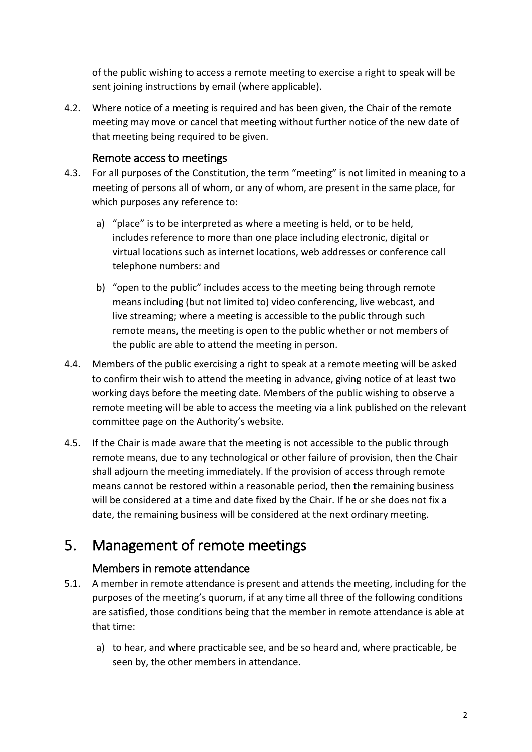of the public wishing to access a remote meeting to exercise a right to speak will be sent joining instructions by email (where applicable).

4.2. Where notice of a meeting is required and has been given, the Chair of the remote meeting may move or cancel that meeting without further notice of the new date of that meeting being required to be given.

### Remote access to meetings

4.3. For all purposes of the Constitution, the term "meeting" is not limited in meaning to a meeting of persons all of whom, or any of whom, are present in the same place, for which purposes any reference to:

a) "place" is to be interpreted as where a meeting is held, or to be held, includes reference to more than one place including electronic, digital or virtual locations such as internet locations, web addresses or conference call telephone numbers: and

b) "open to the public" includes access to the meeting being through remote means including (but not limited to) video conferencing, live webcast, and live streaming; where a meeting is accessible to the public through such remote means, the meeting is open to the public whether or not members of the public are able to attend the meeting in person.

4.4. Members of the public exercising a right to speak at a remote meeting will be asked to confirm their wish to attend the meeting in advance, giving notice of at least two working days before the meeting date. Members of the public wishing to observe a remote meeting will be able to access the meeting via a link published on the relevant committee page on the Authority's website.

4.5. If the Chair is made aware that the meeting is not accessible to the public through remote means, due to any technological or other failure of provision, then the Chair shall adjourn the meeting immediately. If the provision of access through remote means cannot be restored within a reasonable period, then the remaining business will be considered at a time and date fixed by the Chair. If he or she does not fix a date, the remaining business will be considered at the next ordinary meeting.

## 5. Management of remote meetings

### Members in remote attendance

5.1. A member in remote attendance is present and attends the meeting, including for the purposes of the meeting's quorum, if at any time all three of the following conditions are satisfied, those conditions being that the member in remote attendance is able at that time:

a) to hear, and where practicable see, and be so heard and, where practicable, be seen by, the other members in attendance.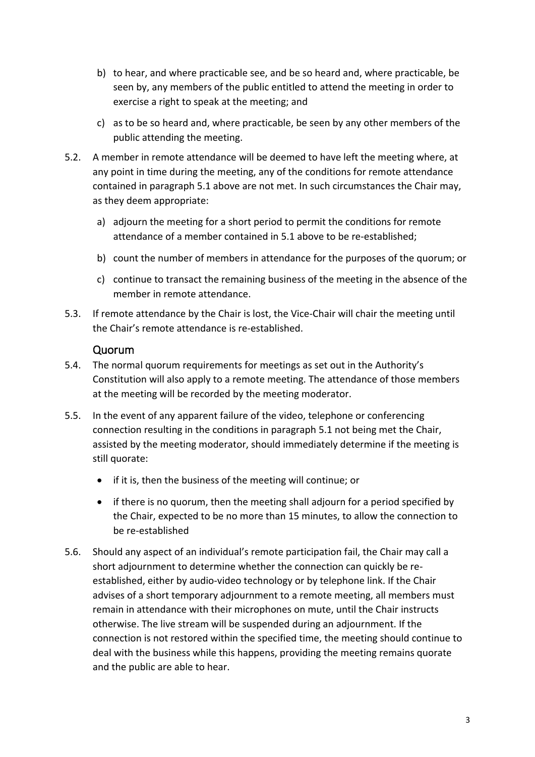b) to hear, and where practicable see, and be so heard and, where practicable, be seen by, any members of the public entitled to attend the meeting in order to exercise a right to speak at the meeting; and

c) as to be so heard and, where practicable, be seen by any other members of the public attending the meeting.

5.2. A member in remote attendance will be deemed to have left the meeting where, at any point in time during the meeting, any of the conditions for remote attendance contained in paragraph 5.1 above are not met. In such circumstances the Chair may, as they deem appropriate:

a) adjourn the meeting for a short period to permit the conditions for remote attendance of a member contained in 5.1 above to be re-established;

b) count the number of members in attendance for the purposes of the quorum; or

c) continue to transact the remaining business of the meeting in the absence of the member in remote attendance.

5.3. If remote attendance by the Chair is lost, the Vice-Chair will chair the meeting until the Chair's remote attendance is re-established.

## Quorum

5.4. The normal quorum requirements for meetings as set out in the Authority's Constitution will also apply to a remote meeting. The attendance of those members at the meeting will be recorded by the meeting moderator.

5.5. In the event of any apparent failure of the video, telephone or conferencing connection resulting in the conditions in paragraph 5.1 not being met the Chair, assisted by the meeting moderator, should immediately determine if the meeting is still quorate:

- if it is, then the business of the meeting will continue; or
- if there is no quorum, then the meeting shall adjourn for a period specified by the Chair, expected to be no more than 15 minutes, to allow the connection to be re-established

5.6. Should any aspect of an individual's remote participation fail, the Chair may call a short adjournment to determine whether the connection can quickly be re-established, either by audio-video technology or by telephone link. If the Chair advises of a short temporary adjournment to a remote meeting, all members must remain in attendance with their microphones on mute, until the Chair instructs otherwise. The live stream will be suspended during an adjournment. If the connection is not restored within the specified time, the meeting should continue to deal with the business while this happens, providing the meeting remains quorate and the public are able to hear.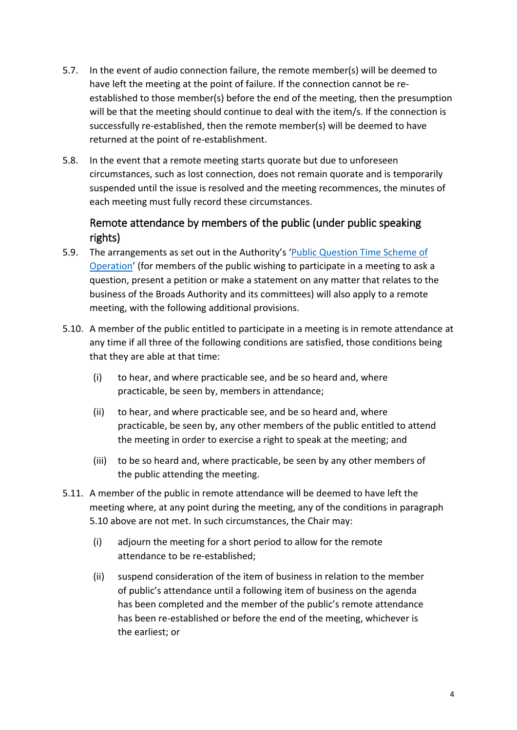5.7. In the event of audio connection failure, the remote member(s) will be deemed to have left the meeting at the point of failure. If the connection cannot be re-established to those member(s) before the end of the meeting, then the presumption will be that the meeting should continue to deal with the item/s. If the connection is successfully re-established, then the remote member(s) will be deemed to have returned at the point of re-establishment.

5.8. In the event that a remote meeting starts quorate but due to unforeseen circumstances, such as lost connection, does not remain quorate and is temporarily suspended until the issue is resolved and the meeting recommences, the minutes of each meeting must fully record these circumstances.

### Remote attendance by members of the public (under public speaking rights)

5.9. The arrangements as set out in the Authority's 'Public Question Time Scheme of Operation' (for members of the public wishing to participate in a meeting to ask a question, present a petition or make a statement on any matter that relates to the business of the Broads Authority and its committees) will also apply to a remote meeting, with the following additional provisions.

5.10. A member of the public entitled to participate in a meeting is in remote attendance at any time if all three of the following conditions are satisfied, those conditions being that they are able at that time:

(i) to hear, and where practicable see, and be so heard and, where practicable, be seen by, members in attendance;

(ii) to hear, and where practicable see, and be so heard and, where practicable, be seen by, any other members of the public entitled to attend the meeting in order to exercise a right to speak at the meeting; and

(iii) to be so heard and, where practicable, be seen by any other members of the public attending the meeting.

5.11. A member of the public in remote attendance will be deemed to have left the meeting where, at any point during the meeting, any of the conditions in paragraph 5.10 above are not met. In such circumstances, the Chair may:

(i) adjourn the meeting for a short period to allow for the remote attendance to be re-established;

(ii) suspend consideration of the item of business in relation to the member of public's attendance until a following item of business on the agenda has been completed and the member of the public's remote attendance has been re-established or before the end of the meeting, whichever is the earliest; or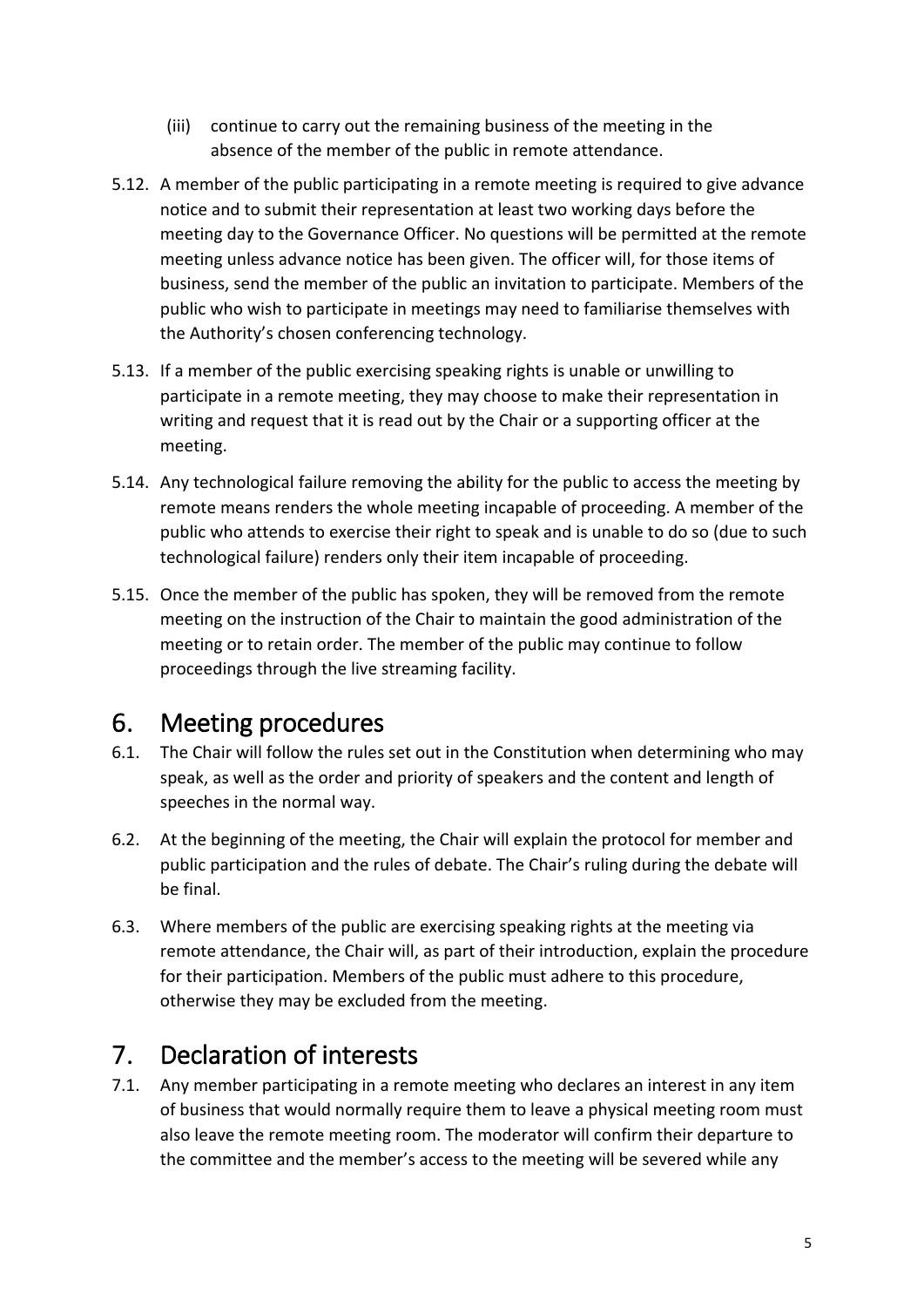(iii) continue to carry out the remaining business of the meeting in the absence of the member of the public in remote attendance.

5.12. A member of the public participating in a remote meeting is required to give advance notice and to submit their representation at least two working days before the meeting day to the Governance Officer. No questions will be permitted at the remote meeting unless advance notice has been given. The officer will, for those items of business, send the member of the public an invitation to participate. Members of the public who wish to participate in meetings may need to familiarise themselves with the Authority's chosen conferencing technology.

5.13. If a member of the public exercising speaking rights is unable or unwilling to participate in a remote meeting, they may choose to make their representation in writing and request that it is read out by the Chair or a supporting officer at the meeting.

5.14. Any technological failure removing the ability for the public to access the meeting by remote means renders the whole meeting incapable of proceeding. A member of the public who attends to exercise their right to speak and is unable to do so (due to such technological failure) renders only their item incapable of proceeding.

5.15. Once the member of the public has spoken, they will be removed from the remote meeting on the instruction of the Chair to maintain the good administration of the meeting or to retain order. The member of the public may continue to follow proceedings through the live streaming facility.

# 6. Meeting procedures

6.1. The Chair will follow the rules set out in the Constitution when determining who may speak, as well as the order and priority of speakers and the content and length of speeches in the normal way.

6.2. At the beginning of the meeting, the Chair will explain the protocol for member and public participation and the rules of debate. The Chair's ruling during the debate will be final.

6.3. Where members of the public are exercising speaking rights at the meeting via remote attendance, the Chair will, as part of their introduction, explain the procedure for their participation. Members of the public must adhere to this procedure, otherwise they may be excluded from the meeting.

# 7. Declaration of interests

7.1. Any member participating in a remote meeting who declares an interest in any item of business that would normally require them to leave a physical meeting room must also leave the remote meeting room. The moderator will confirm their departure to the committee and the member's access to the meeting will be severed while any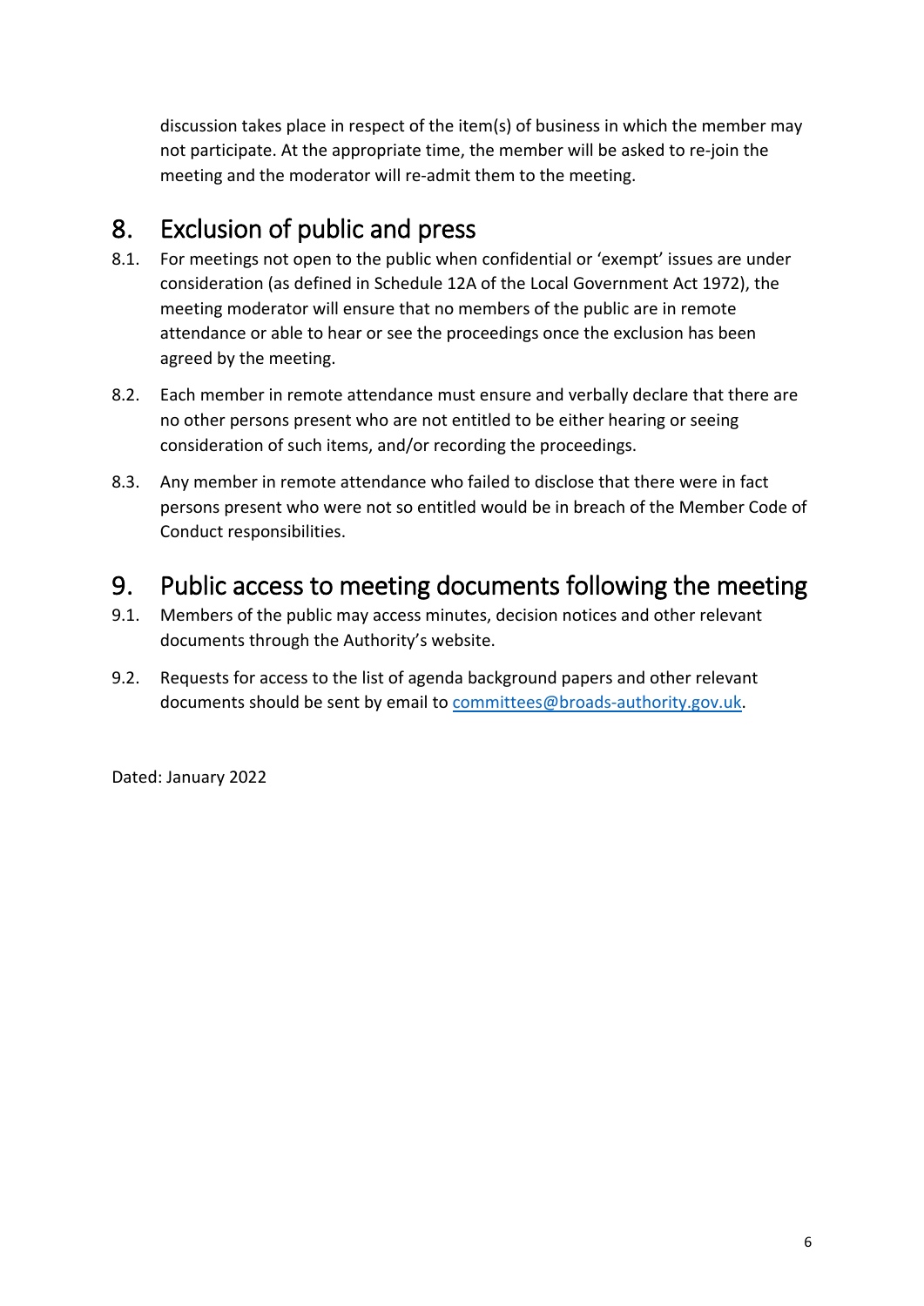discussion takes place in respect of the item(s) of business in which the member may not participate. At the appropriate time, the member will be asked to re-join the meeting and the moderator will re-admit them to the meeting.

## 8. Exclusion of public and press

8.1. For meetings not open to the public when confidential or 'exempt' issues are under consideration (as defined in Schedule 12A of the Local Government Act 1972), the meeting moderator will ensure that no members of the public are in remote attendance or able to hear or see the proceedings once the exclusion has been agreed by the meeting.

8.2. Each member in remote attendance must ensure and verbally declare that there are no other persons present who are not entitled to be either hearing or seeing consideration of such items, and/or recording the proceedings.

8.3. Any member in remote attendance who failed to disclose that there were in fact persons present who were not so entitled would be in breach of the Member Code of Conduct responsibilities.

## 9. Public access to meeting documents following the meeting

9.1. Members of the public may access minutes, decision notices and other relevant documents through the Authority's website.

9.2. Requests for access to the list of agenda background papers and other relevant documents should be sent by email to [committees@broads-authority.gov.uk](mailto:committees@broads-authority.gov.uk).

Dated: January 2022